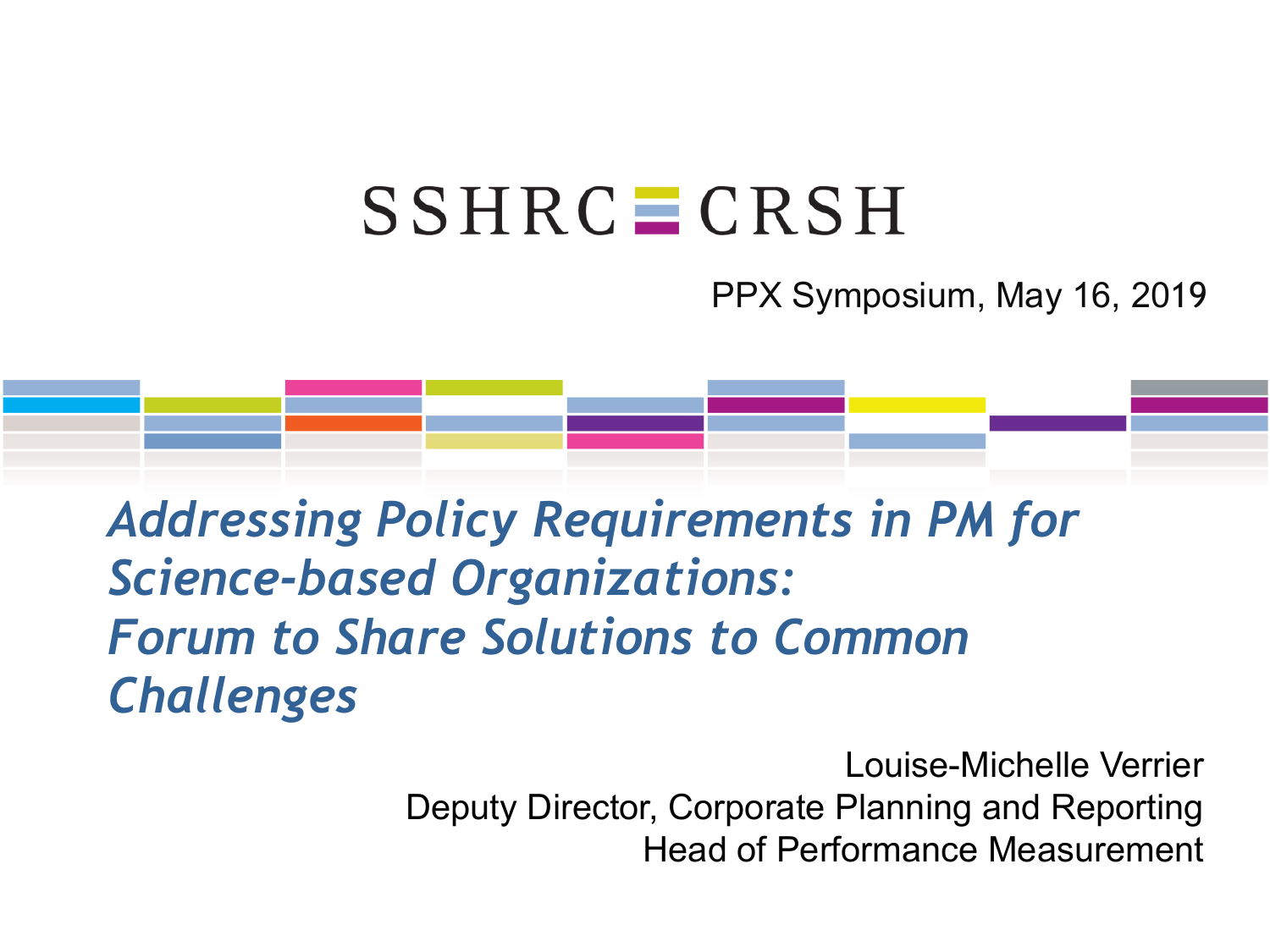SSHRC CRSH

PPX Symposium, May 16, 2019

# *Addressing Policy Requirements in PM for Science-based Organizations: Forum to Share Solutions to Common Challenges*

Louise-Michelle Verrier
Deputy Director, Corporate Planning and Reporting
Head of Performance Measurement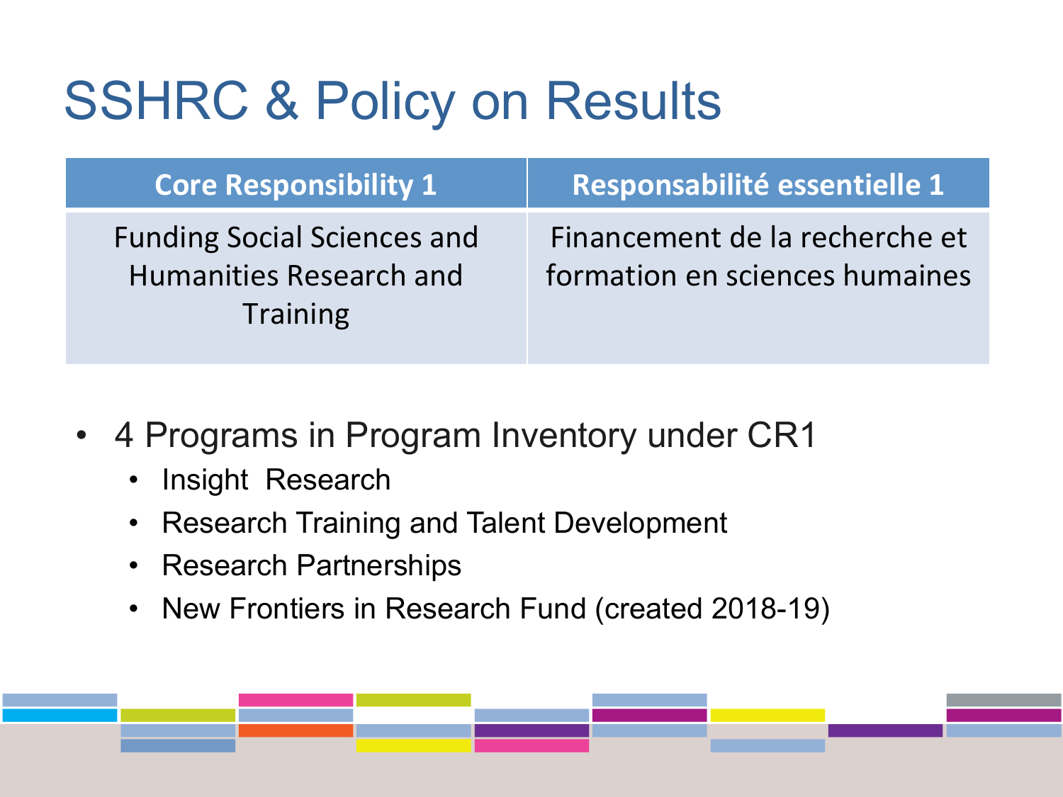# SSHRC & Policy on Results

| Core Responsibility 1 | Responsabilité essentielle 1 |
| --- | --- |
| Funding Social Sciences and Humanities Research and Training | Financement de la recherche et formation en sciences humaines |

- 4 Programs in Program Inventory under CR1
  - Insight  Research
  - Research Training and Talent Development
  - Research Partnerships
  - New Frontiers in Research Fund (created 2018-19)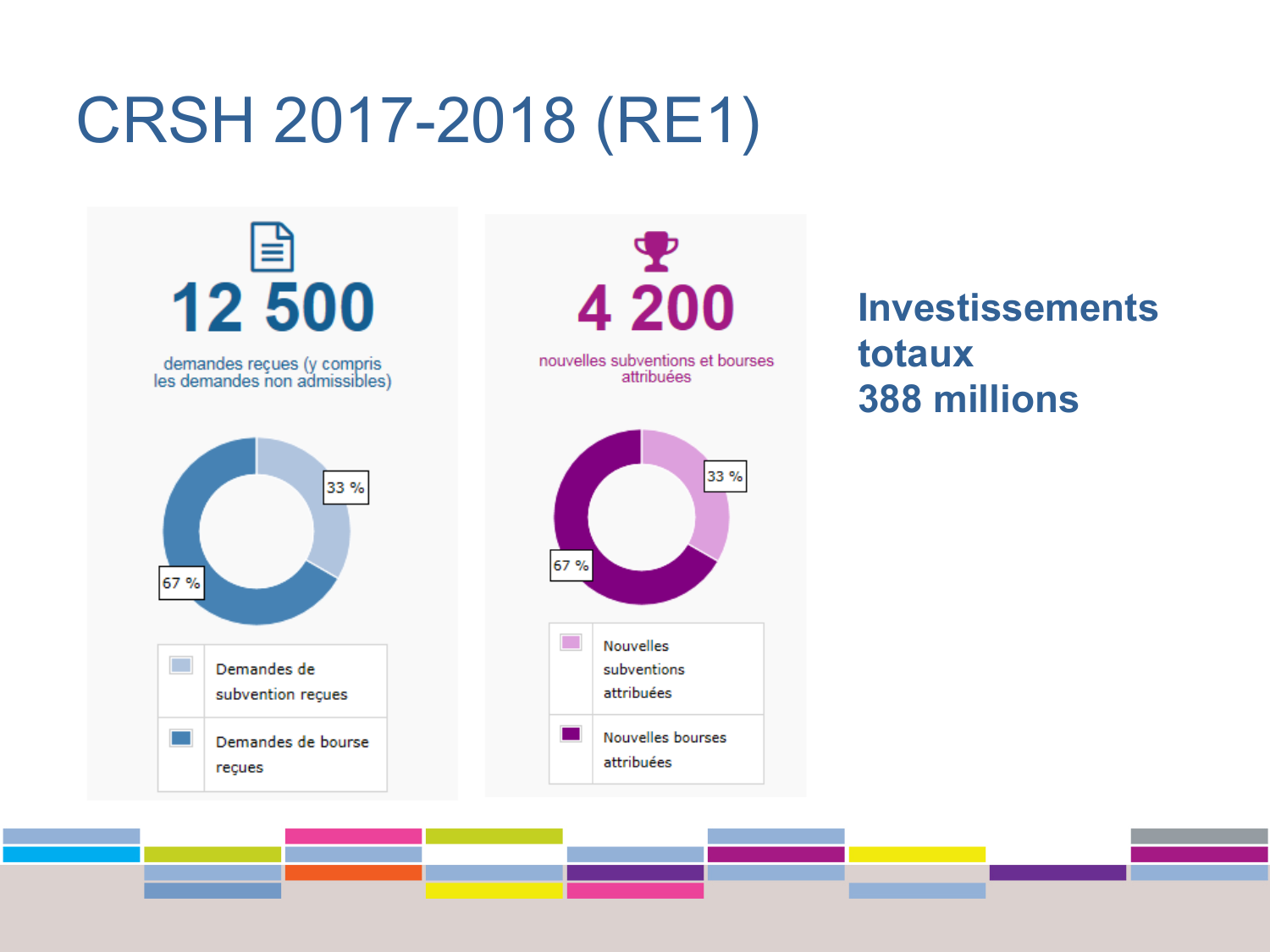# CRSH 2017-2018 (RE1)

**12 500**

demandes reçues (y compris les demandes non admissibles)

- 33 % — Demandes de subvention reçues
- 67 % — Demandes de bourse reçues

**4 200**

nouvelles subventions et bourses attribuées

- 33 % — Nouvelles subventions attribuées
- 67 % — Nouvelles bourses attribuées

**Investissements totaux 388 millions**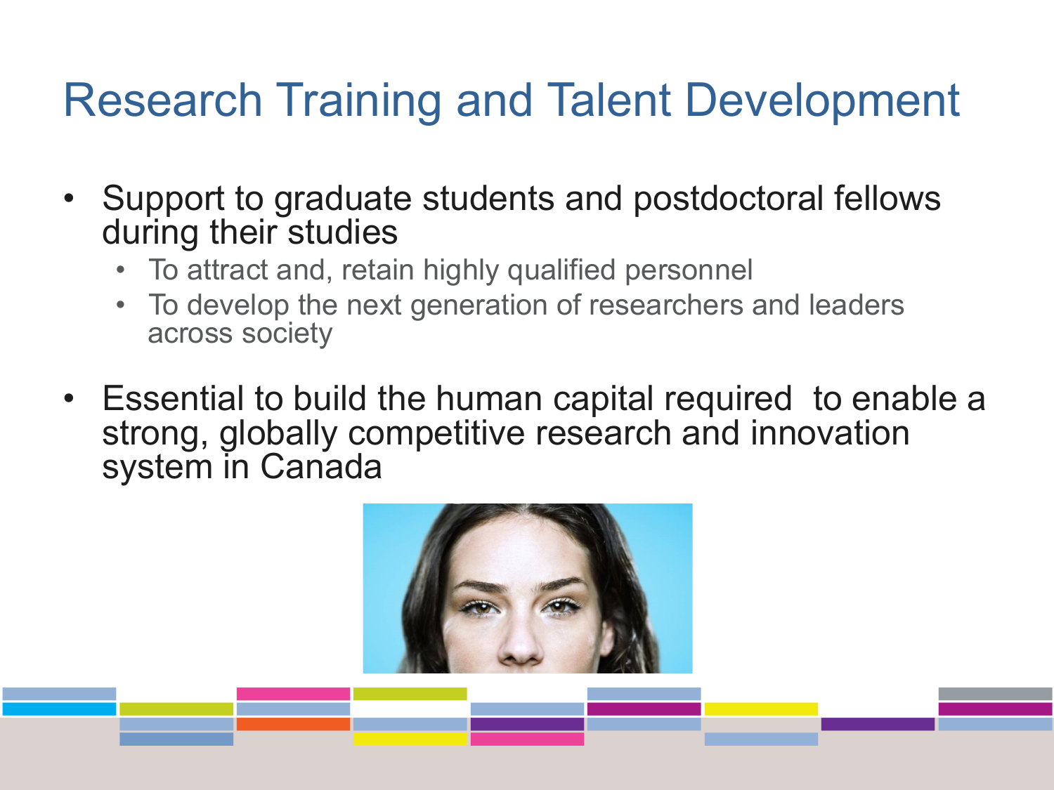# Research Training and Talent Development

- Support to graduate students and postdoctoral fellows during their studies
  - To attract and, retain highly qualified personnel
  - To develop the next generation of researchers and leaders across society
- Essential to build the human capital required to enable a strong, globally competitive research and innovation system in Canada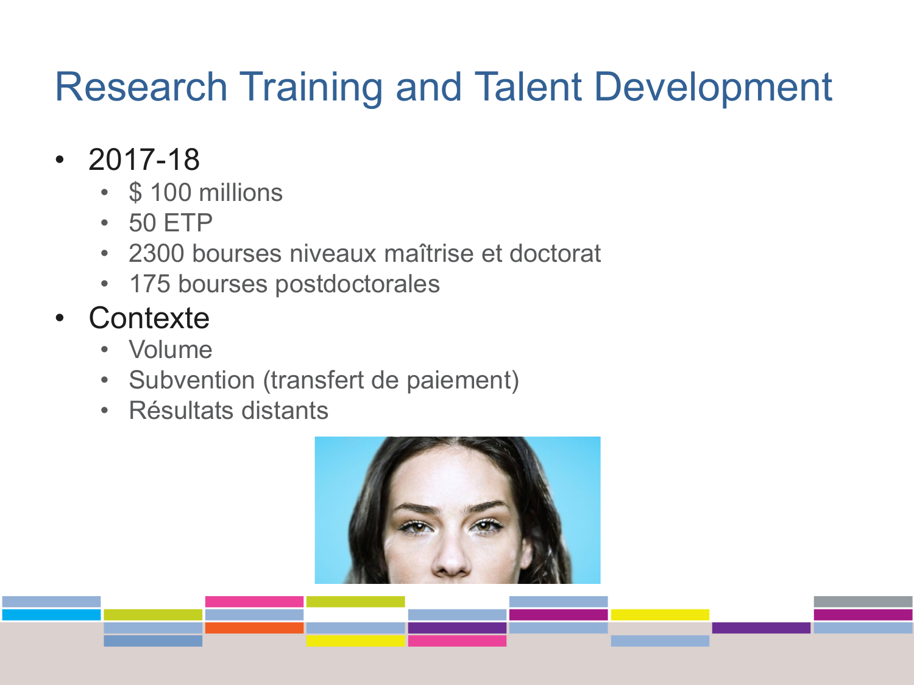# Research Training and Talent Development

- 2017-18
  - $ 100 millions
  - 50 ETP
  - 2300 bourses niveaux maîtrise et doctorat
  - 175 bourses postdoctorales
- Contexte
  - Volume
  - Subvention (transfert de paiement)
  - Résultats distants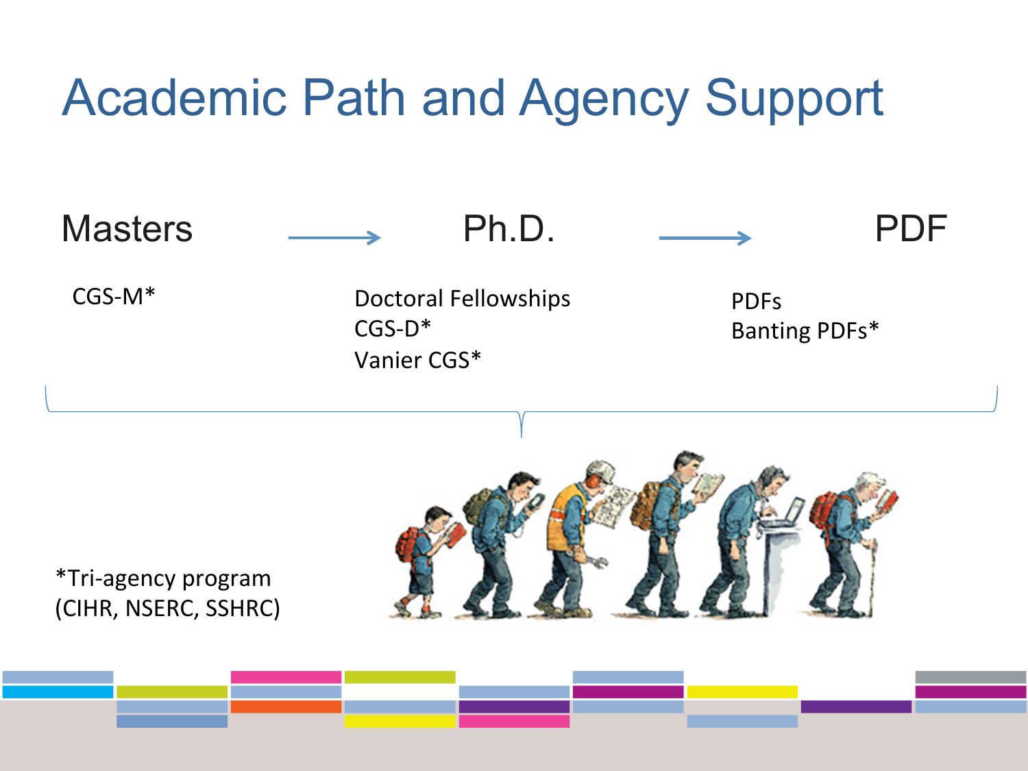# Academic Path and Agency Support

| Masters | → | Ph.D. | → | PDF |
|---|---|---|---|---|
| CGS-M* | | Doctoral Fellowships<br>CGS-D*<br>Vanier CGS* | | PDFs<br>Banting PDFs* |

*Tri-agency program (CIHR, NSERC, SSHRC)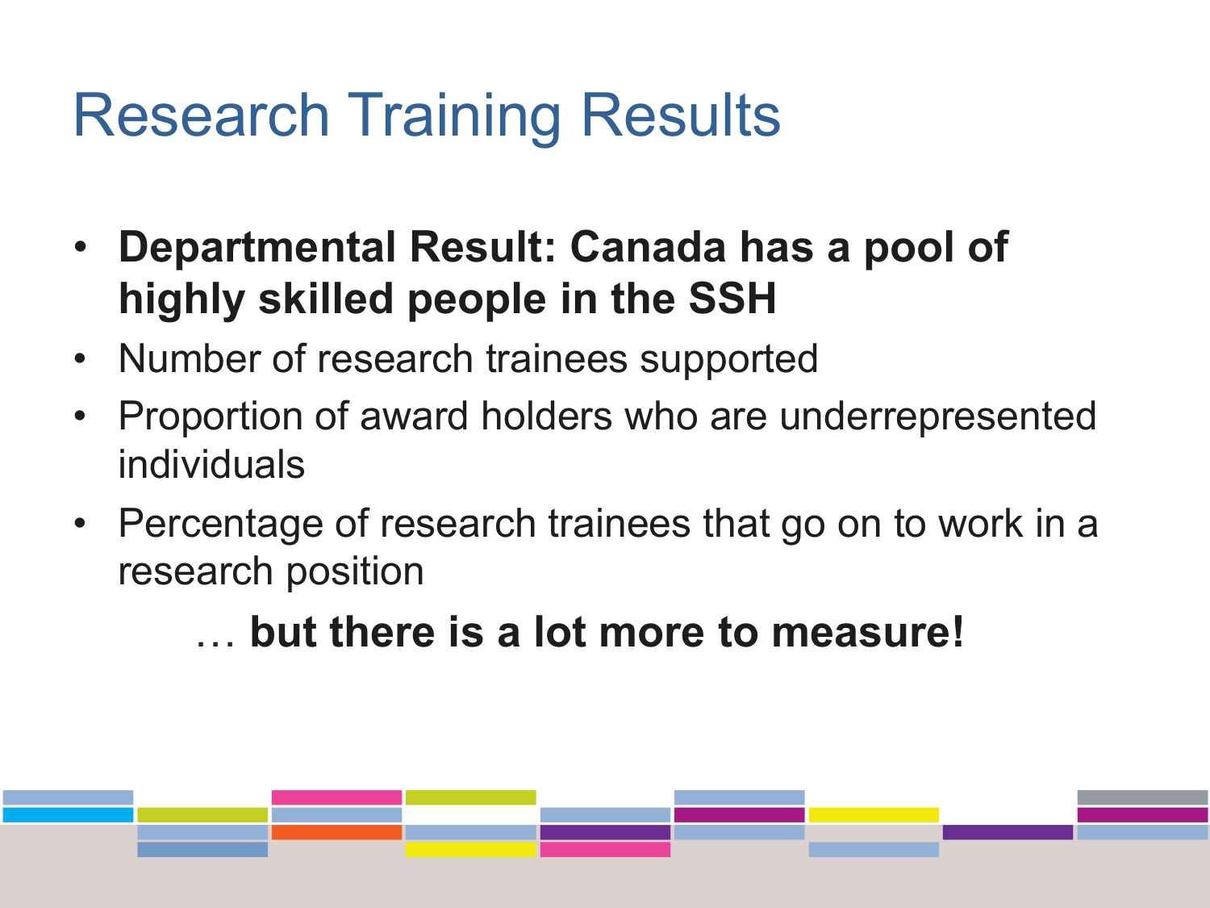# Research Training Results

- **Departmental Result: Canada has a pool of highly skilled people in the SSH**
- Number of research trainees supported
- Proportion of award holders who are underrepresented individuals
- Percentage of research trainees that go on to work in a research position

… **but there is a lot more to measure!**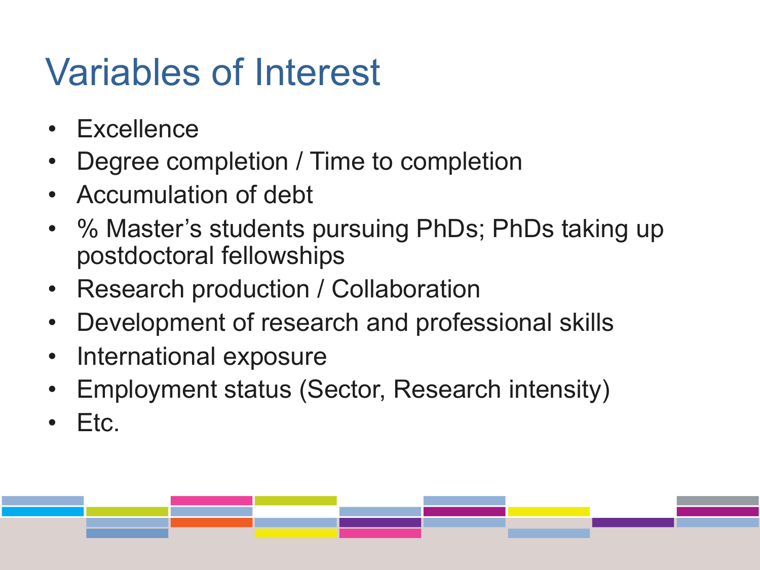# Variables of Interest

- Excellence
- Degree completion / Time to completion
- Accumulation of debt
- % Master's students pursuing PhDs; PhDs taking up postdoctoral fellowships
- Research production / Collaboration
- Development of research and professional skills
- International exposure
- Employment status (Sector, Research intensity)
- Etc.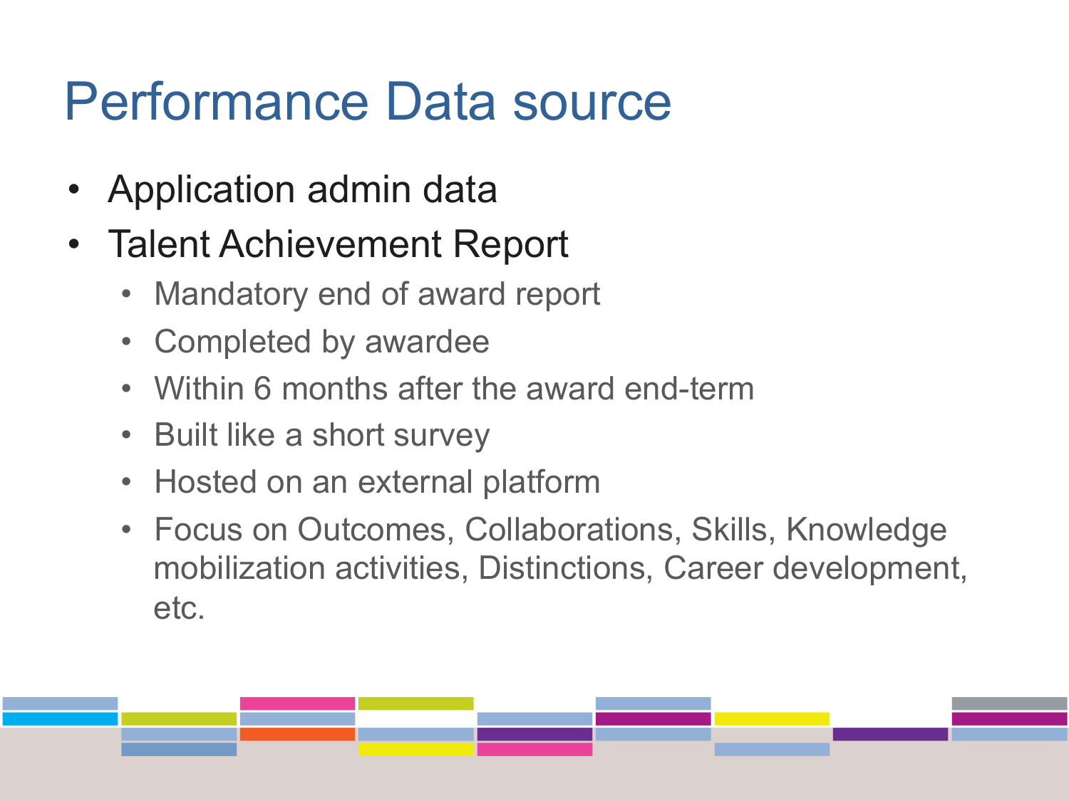# Performance Data source

- Application admin data
- Talent Achievement Report
  - Mandatory end of award report
  - Completed by awardee
  - Within 6 months after the award end-term
  - Built like a short survey
  - Hosted on an external platform
  - Focus on Outcomes, Collaborations, Skills, Knowledge mobilization activities, Distinctions, Career development, etc.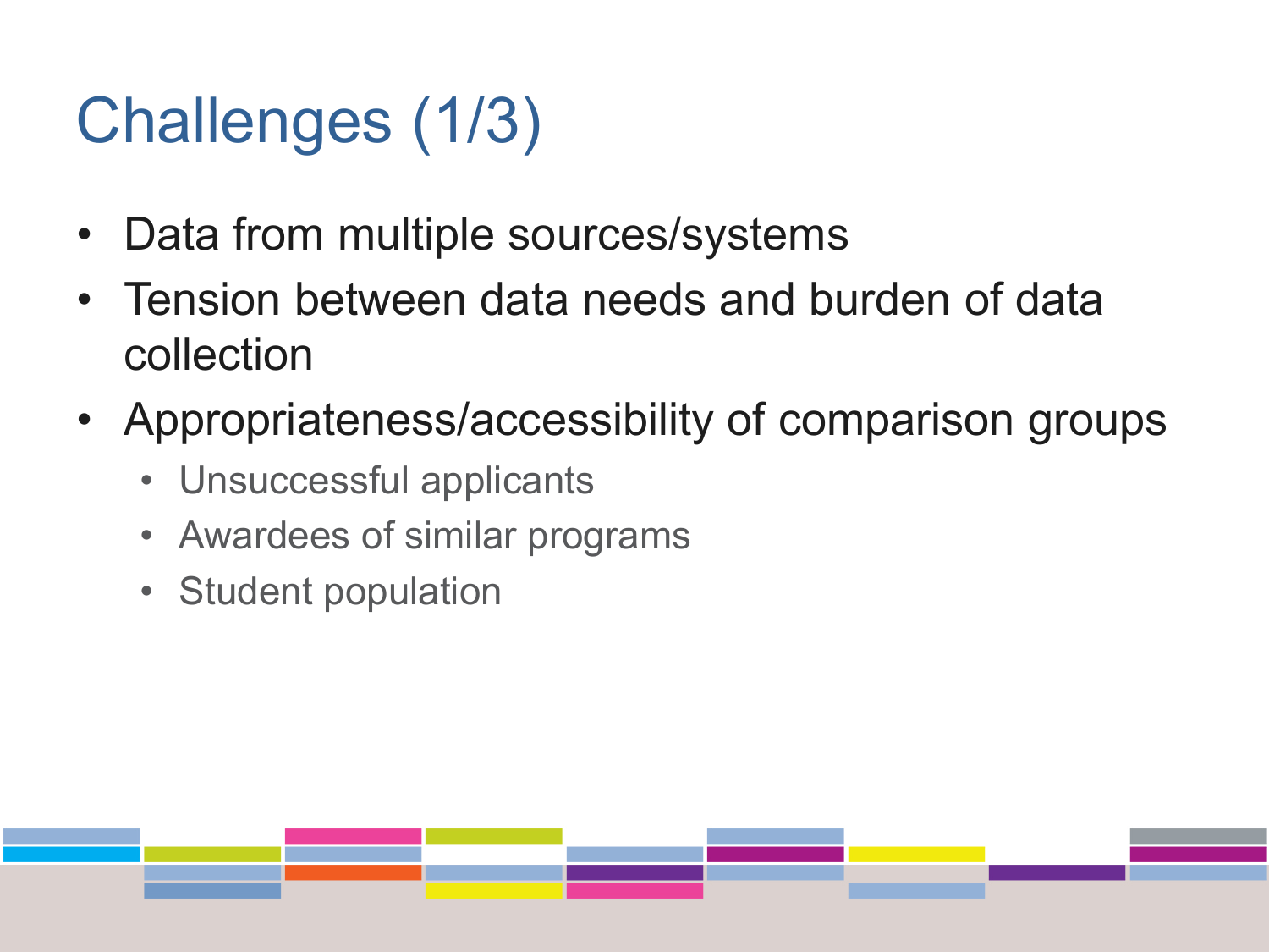# Challenges (1/3)

- Data from multiple sources/systems
- Tension between data needs and burden of data collection
- Appropriateness/accessibility of comparison groups
  - Unsuccessful applicants
  - Awardees of similar programs
  - Student population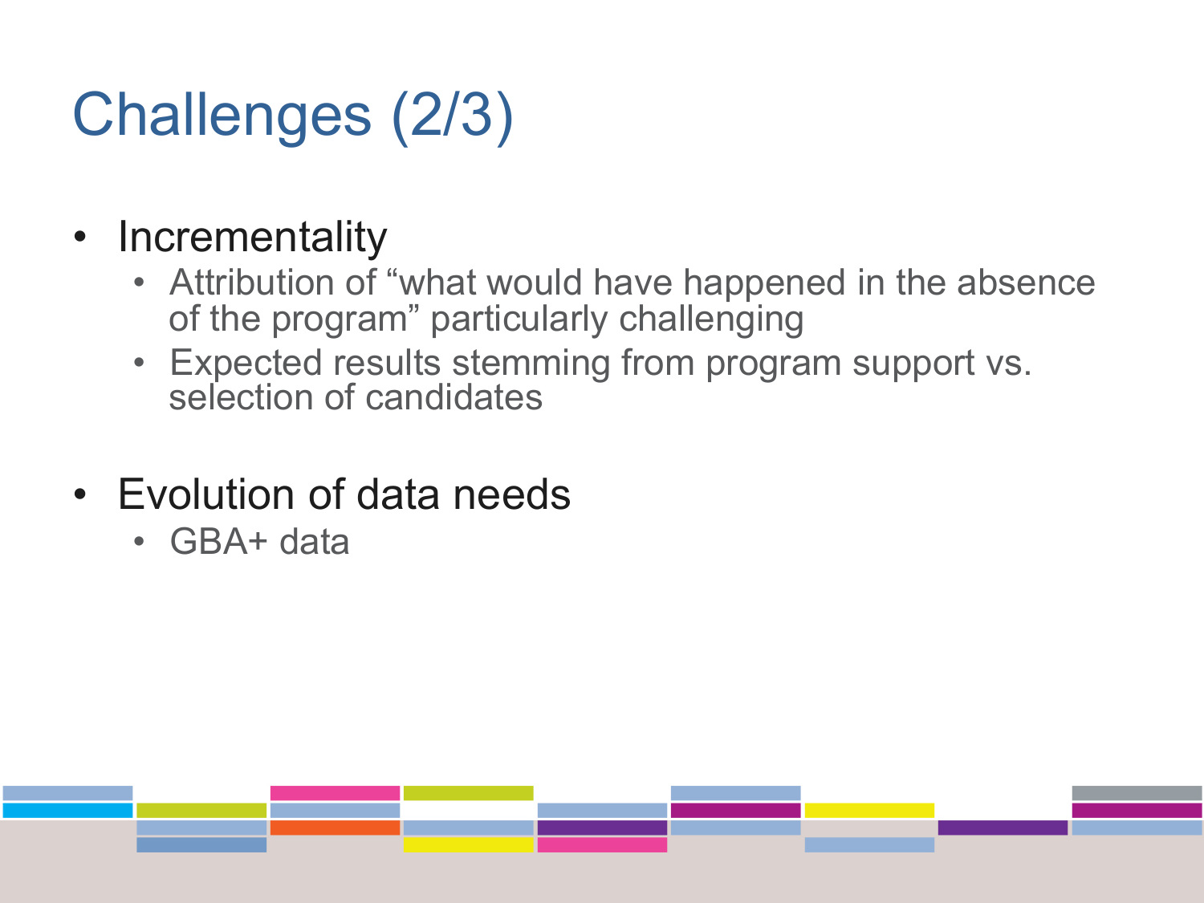# Challenges (2/3)

- Incrementality
  - Attribution of “what would have happened in the absence of the program” particularly challenging
  - Expected results stemming from program support vs. selection of candidates

- Evolution of data needs
  - GBA+ data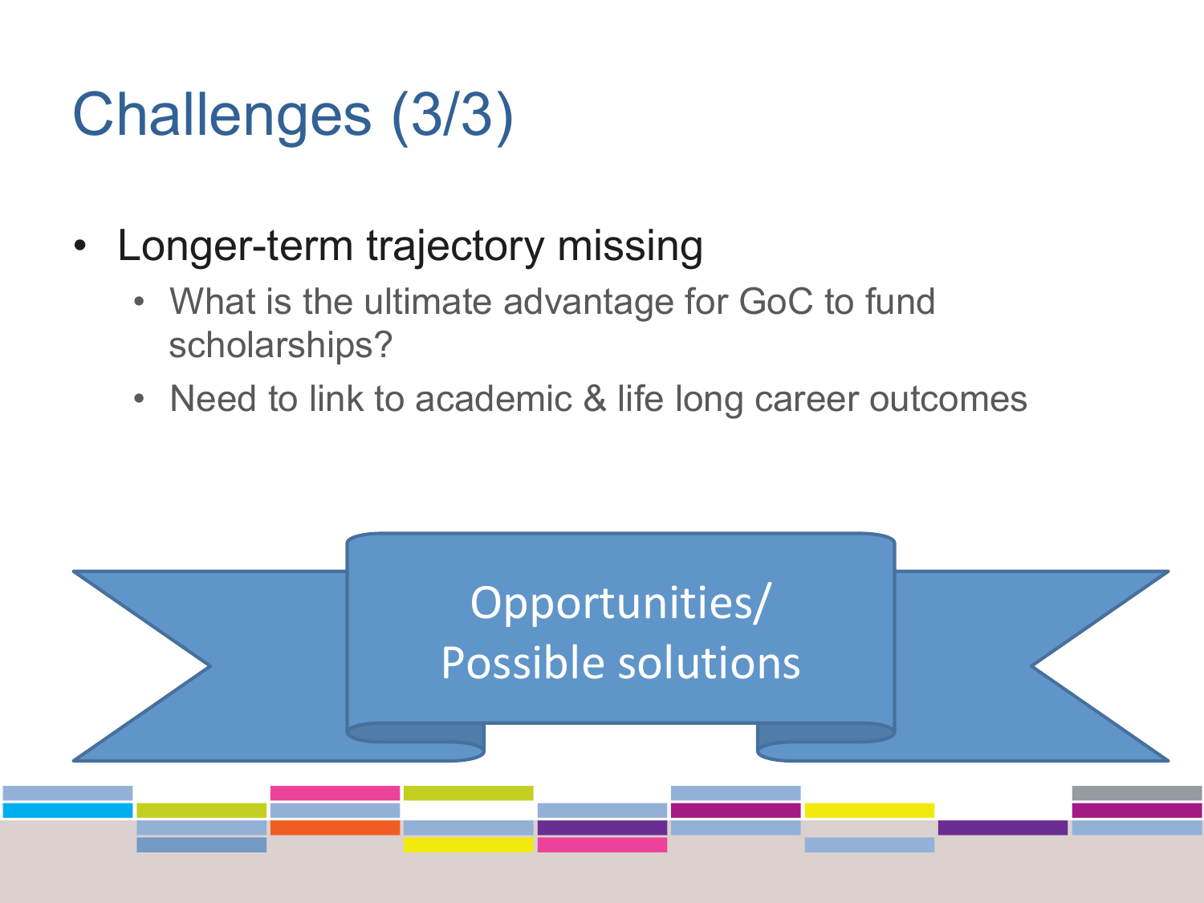# Challenges (3/3)

- Longer-term trajectory missing
  - What is the ultimate advantage for GoC to fund scholarships?
  - Need to link to academic & life long career outcomes

Opportunities/
Possible solutions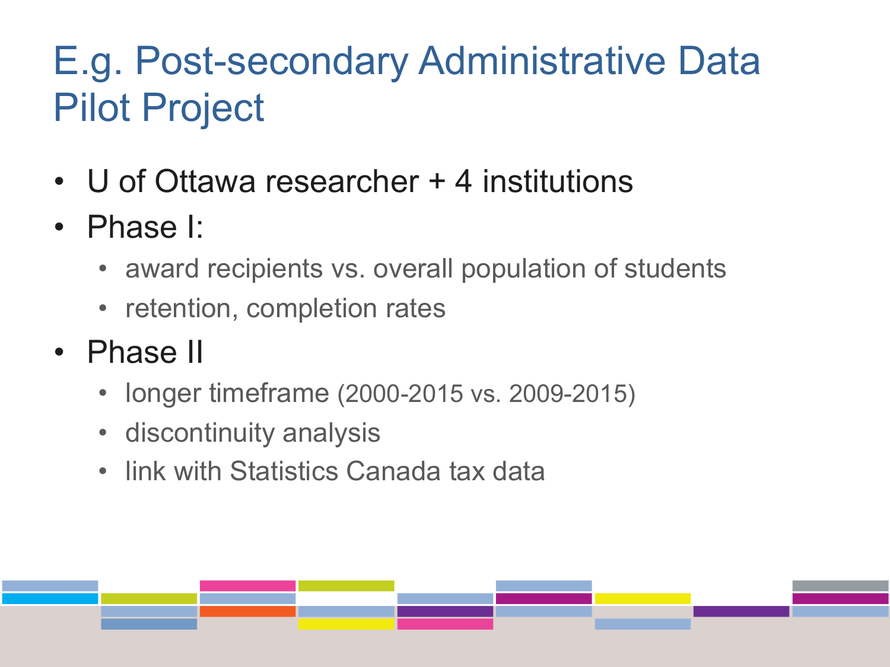# E.g. Post-secondary Administrative Data Pilot Project

- U of Ottawa researcher + 4 institutions
- Phase I:
  - award recipients vs. overall population of students
  - retention, completion rates
- Phase II
  - longer timeframe (2000-2015 vs. 2009-2015)
  - discontinuity analysis
  - link with Statistics Canada tax data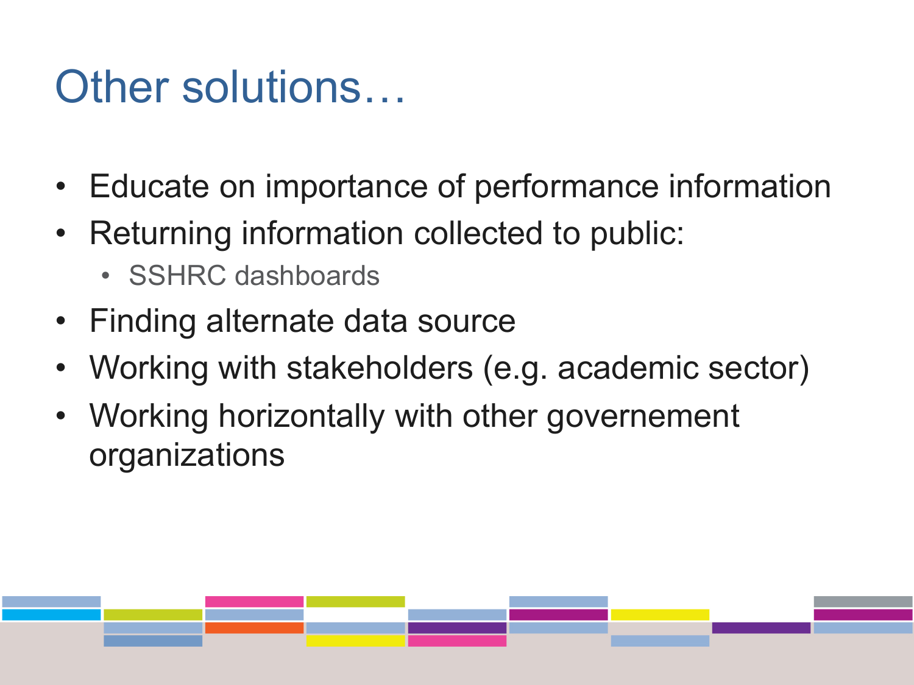# Other solutions…

- Educate on importance of performance information
- Returning information collected to public:
  - SSHRC dashboards
- Finding alternate data source
- Working with stakeholders (e.g. academic sector)
- Working horizontally with other governement organizations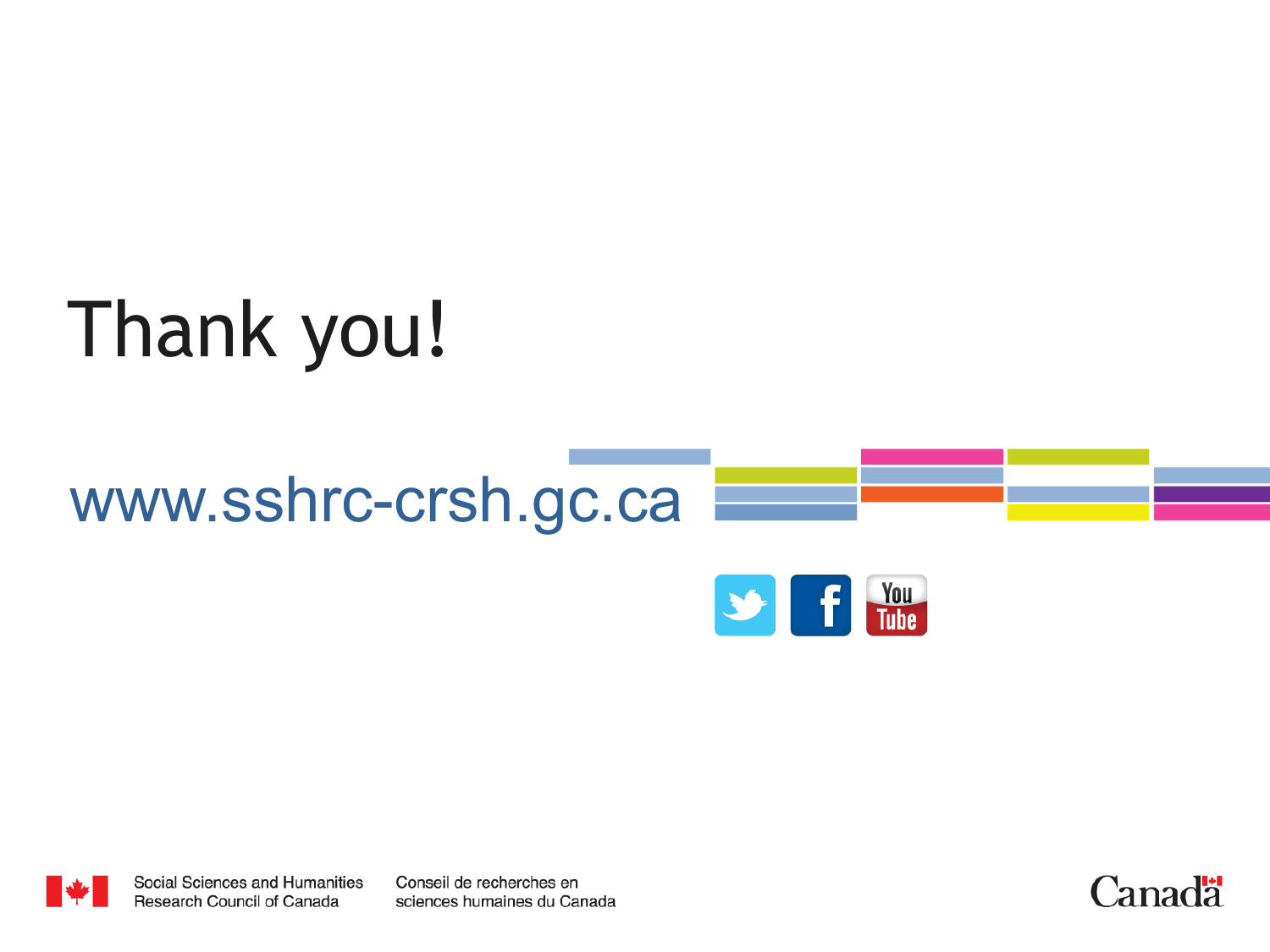# Thank you!

www.sshrc-crsh.gc.ca

Social Sciences and Humanities Research Council of Canada

Conseil de recherches en sciences humaines du Canada

Canada